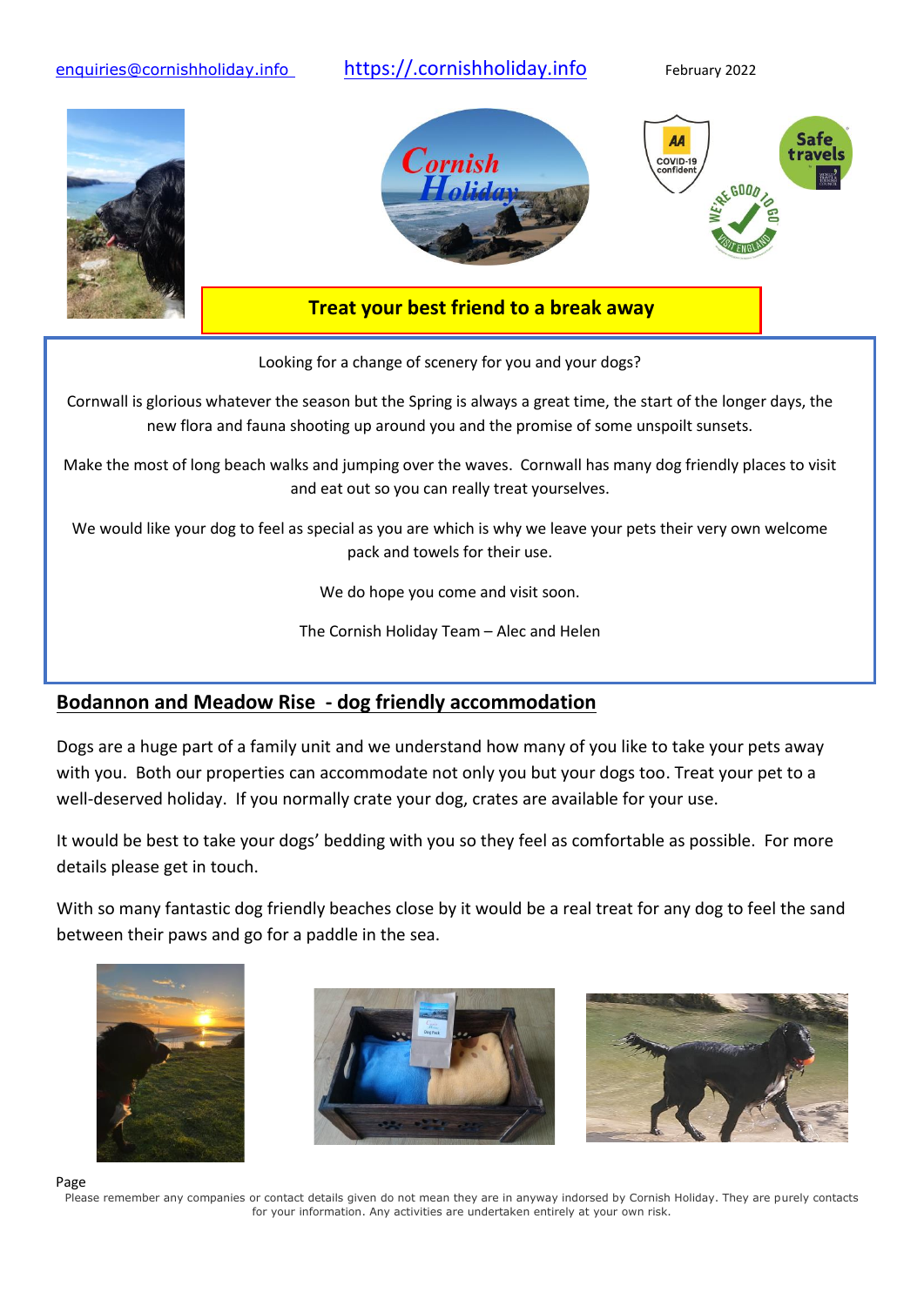enquiries@cornishholiday.info https://.cornishholiday.info February 2022

**Treat your best friend to a break away**

Looking for a change of scenery for you and your dogs?

Cornwall is glorious whatever the season but the Spring is always a great time, the start of the longer days, the new flora and fauna shooting up around you and the promise of some unspoilt sunsets.

Make the most of long beach walks and jumping over the waves. Cornwall has many dog friendly places to visit and eat out so you can really treat yourselves.

We would like your dog to feel as special as you are which is why we leave your pets their very own welcome pack and towels for their use.

We do hope you come and visit soon.

The Cornish Holiday Team – Alec and Helen

## Bodannon and Meadow Rise - dog friendly accommodation

Dogs are a huge part of a family unit and we understand how many of you like to take your pets away with you. Both our properties can accommodate not only you but your dogs too. Treat your pet to a well-deserved holiday. If you normally crate your dog, crates are available for your use.

It would be best to take your dogs' bedding with you so they feel as comfortable as possible. For more details please get in touch.

With so many fantastic dog friendly beaches close by it would be a real treat for any dog to feel the sand between their paws and go for a paddle in the sea.

Please remember any companies or contact details given do not mean they are in anyway indorsed by Cornish Holiday. They are purely contacts for your information. Any activities are undertaken entirely at your own risk.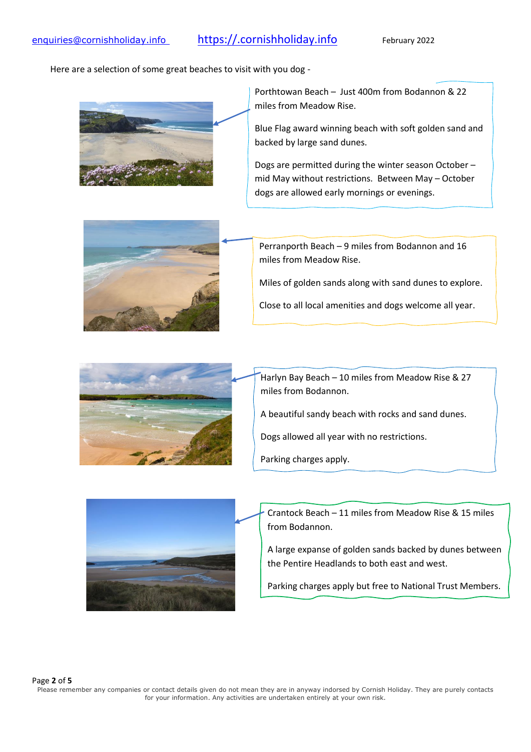enquiries@cornishholiday.info https://.cornishholiday.info February 2022

Here are a selection of some great beaches to visit with you dog -

Porthtowan Beach – Just 400m from Bodannon & 22 miles from Meadow Rise.

Blue Flag award winning beach with soft golden sand and backed by large sand dunes.

Dogs are permitted during the winter season October – mid May without restrictions. Between May – October dogs are allowed early mornings or evenings.

Perranporth Beach – 9 miles from Bodannon and 16 miles from Meadow Rise.

Miles of golden sands along with sand dunes to explore.

Close to all local amenities and dogs welcome all year.

Harlyn Bay Beach – 10 miles from Meadow Rise & 27 miles from Bodannon.

A beautiful sandy beach with rocks and sand dunes.

Dogs allowed all year with no restrictions.

Parking charges apply.

Crantock Beach – 11 miles from Meadow Rise & 15 miles from Bodannon.

A large expanse of golden sands backed by dunes between the Pentire Headlands to both east and west.

Parking charges apply but free to National Trust Members.

Please remember any companies or contact details given do not mean they are in anyway indorsed by Cornish Holiday. They are purely contacts for your information. Any activities are undertaken entirely at your own risk.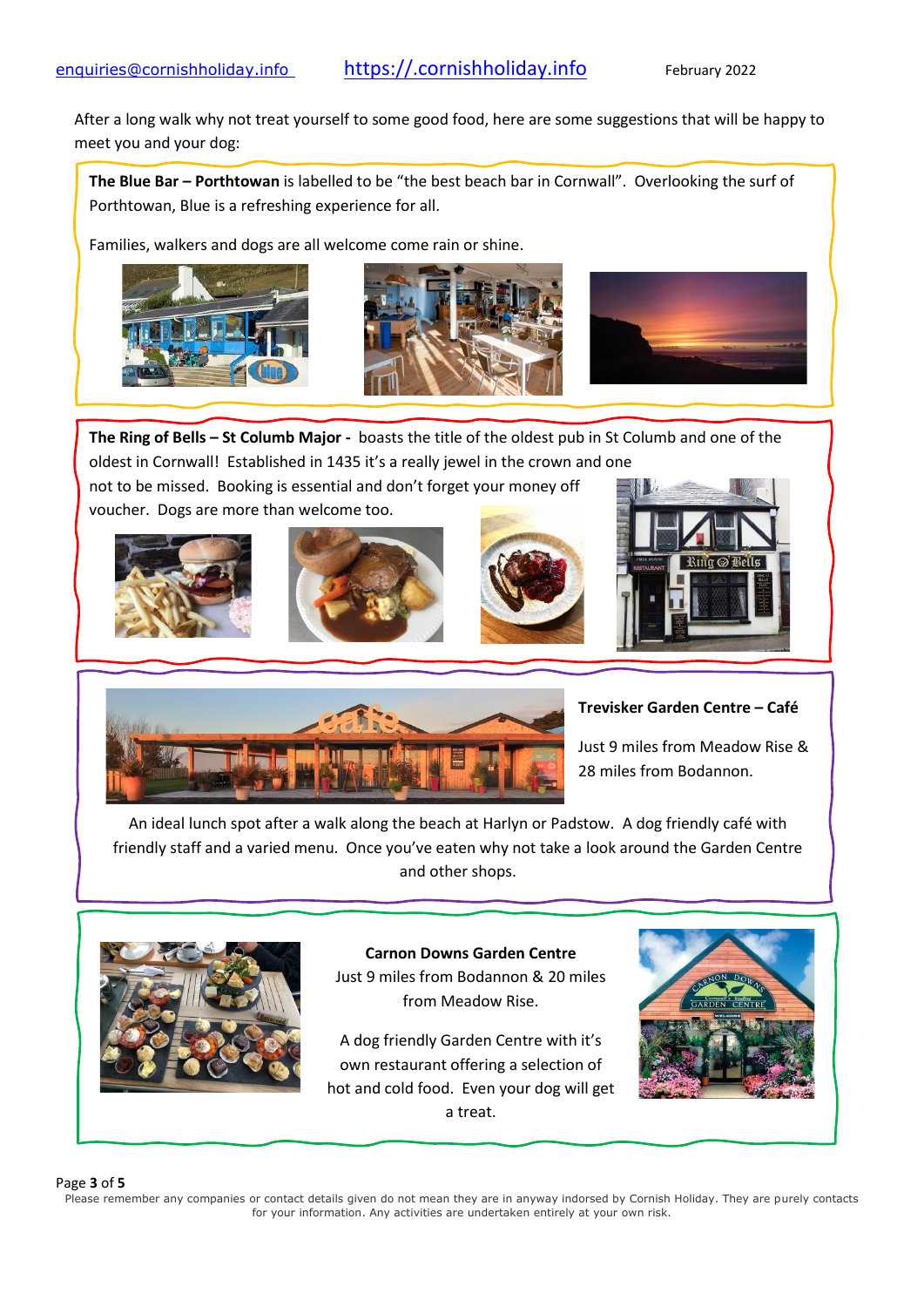After a long walk why not treat yourself to some good food, here are some suggestions that will be happy to meet you and your dog:

**The Blue Bar – Porthtowan** is labelled to be "the best beach bar in Cornwall". Overlooking the surf of Porthtowan, Blue is a refreshing experience for all.

Families, walkers and dogs are all welcome come rain or shine.

**The Ring of Bells – St Columb Major -** boasts the title of the oldest pub in St Columb and one of the oldest in Cornwall! Established in 1435 it's a really jewel in the crown and one not to be missed. Booking is essential and don't forget your money off voucher. Dogs are more than welcome too.

**Trevisker Garden Centre – Café**

Just 9 miles from Meadow Rise & 28 miles from Bodannon.

An ideal lunch spot after a walk along the beach at Harlyn or Padstow. A dog friendly café with friendly staff and a varied menu. Once you've eaten why not take a look around the Garden Centre and other shops.

**Carnon Downs Garden Centre**

Just 9 miles from Bodannon & 20 miles from Meadow Rise.

A dog friendly Garden Centre with it's own restaurant offering a selection of hot and cold food. Even your dog will get a treat.

Please remember any companies or contact details given do not mean they are in anyway indorsed by Cornish Holiday. They are purely contacts for your information. Any activities are undertaken entirely at your own risk.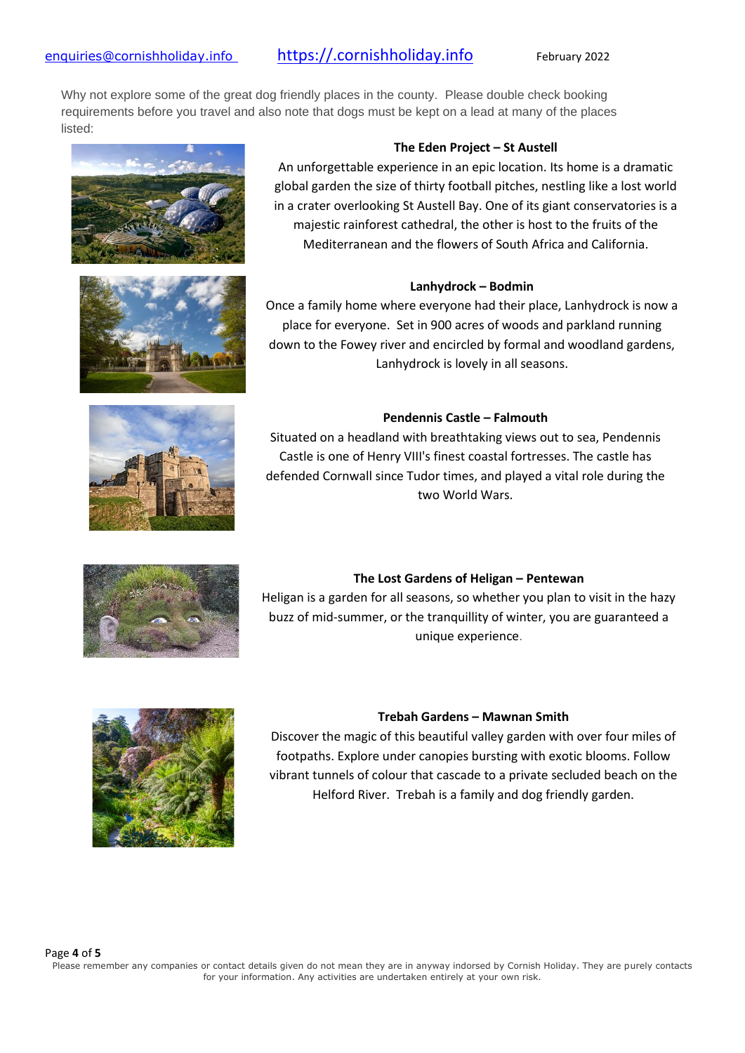Why not explore some of the great dog friendly places in the county. Please double check booking requirements before you travel and also note that dogs must be kept on a lead at many of the places listed:

**The Eden Project – St Austell**

An unforgettable experience in an epic location. Its home is a dramatic global garden the size of thirty football pitches, nestling like a lost world in a crater overlooking St Austell Bay. One of its giant conservatories is a majestic rainforest cathedral, the other is host to the fruits of the Mediterranean and the flowers of South Africa and California.

**Lanhydrock – Bodmin**

Once a family home where everyone had their place, Lanhydrock is now a place for everyone. Set in 900 acres of woods and parkland running down to the Fowey river and encircled by formal and woodland gardens, Lanhydrock is lovely in all seasons.

**Pendennis Castle – Falmouth**

Situated on a headland with breathtaking views out to sea, Pendennis Castle is one of Henry VIII's finest coastal fortresses. The castle has defended Cornwall since Tudor times, and played a vital role during the two World Wars.

**The Lost Gardens of Heligan – Pentewan**

Heligan is a garden for all seasons, so whether you plan to visit in the hazy buzz of mid-summer, or the tranquillity of winter, you are guaranteed a unique experience.

**Trebah Gardens – Mawnan Smith**

Discover the magic of this beautiful valley garden with over four miles of footpaths. Explore under canopies bursting with exotic blooms. Follow vibrant tunnels of colour that cascade to a private secluded beach on the Helford River. Trebah is a family and dog friendly garden.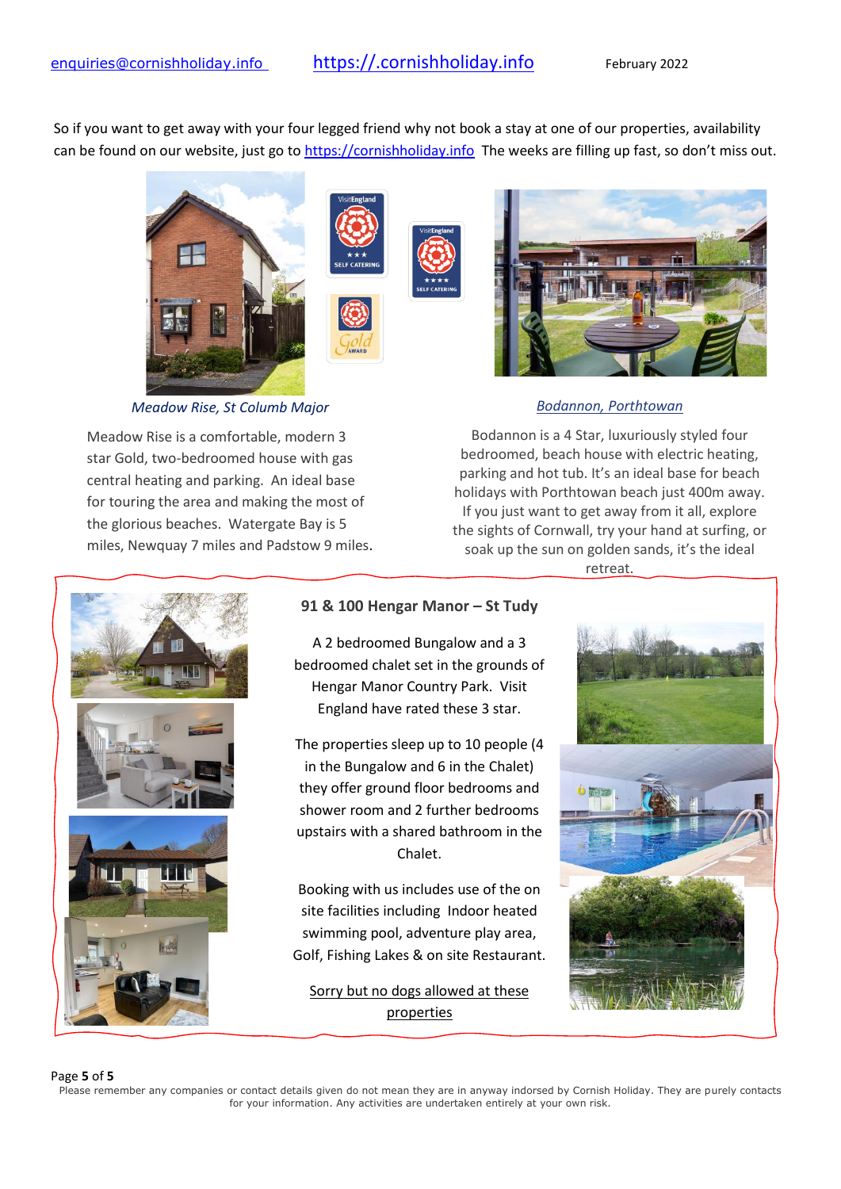So if you want to get away with your four legged friend why not book a stay at one of our properties, availability can be found on our website, just go to https://cornishholiday.info The weeks are filling up fast, so don't miss out.

*Meadow Rise, St Columb Major*

Meadow Rise is a comfortable, modern 3 star Gold, two-bedroomed house with gas central heating and parking. An ideal base for touring the area and making the most of the glorious beaches. Watergate Bay is 5 miles, Newquay 7 miles and Padstow 9 miles.

*Bodannon, Porthtowan*

Bodannon is a 4 Star, luxuriously styled four bedroomed, beach house with electric heating, parking and hot tub. It's an ideal base for beach holidays with Porthtowan beach just 400m away. If you just want to get away from it all, explore the sights of Cornwall, try your hand at surfing, or soak up the sun on golden sands, it's the ideal retreat.

### 91 & 100 Hengar Manor – St Tudy

A 2 bedroomed Bungalow and a 3 bedroomed chalet set in the grounds of Hengar Manor Country Park. Visit England have rated these 3 star.

The properties sleep up to 10 people (4 in the Bungalow and 6 in the Chalet) they offer ground floor bedrooms and shower room and 2 further bedrooms upstairs with a shared bathroom in the Chalet.

Booking with us includes use of the on site facilities including Indoor heated swimming pool, adventure play area, Golf, Fishing Lakes & on site Restaurant.

Sorry but no dogs allowed at these properties

Please remember any companies or contact details given do not mean they are in anyway indorsed by Cornish Holiday. They are purely contacts for your information. Any activities are undertaken entirely at your own risk.